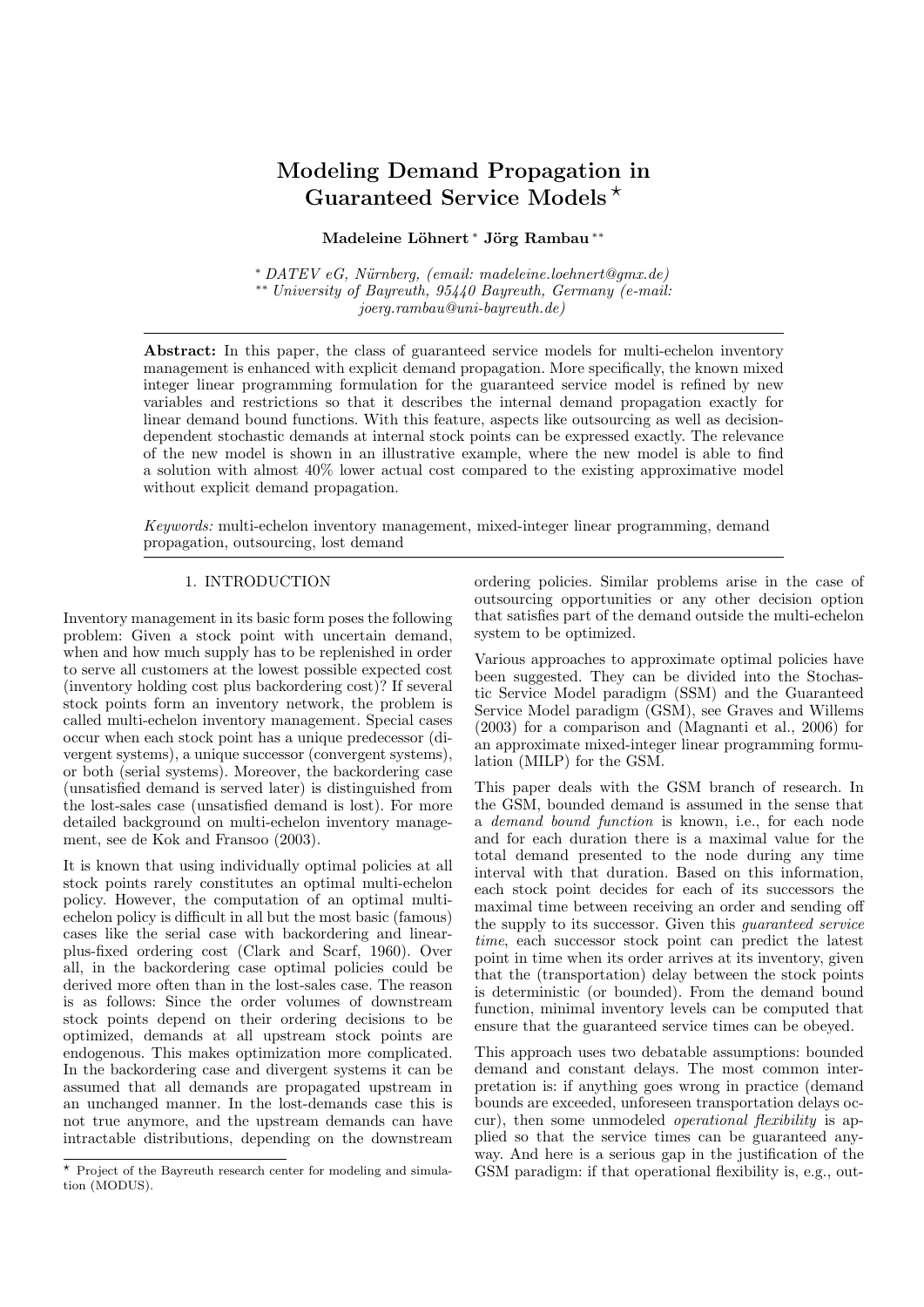# Modeling Demand Propagation in Guaranteed Service Models ⋆

**Madeleine Löhnert* Jörg Rambau****

\* DATEV eG, Nürnberg, (email: madeleine.loehnert@gmx.de)
\*\* University of Bayreuth, 95440 Bayreuth, Germany (e-mail: joerg.rambau@uni-bayreuth.de)

**Abstract:** In this paper, the class of guaranteed service models for multi-echelon inventory management is enhanced with explicit demand propagation. More specifically, the known mixed integer linear programming formulation for the guaranteed service model is refined by new variables and restrictions so that it describes the internal demand propagation exactly for linear demand bound functions. With this feature, aspects like outsourcing as well as decision-dependent stochastic demands at internal stock points can be expressed exactly. The relevance of the new model is shown in an illustrative example, where the new model is able to find a solution with almost 40% lower actual cost compared to the existing approximative model without explicit demand propagation.

*Keywords:* multi-echelon inventory management, mixed-integer linear programming, demand propagation, outsourcing, lost demand

## 1. INTRODUCTION

Inventory management in its basic form poses the following problem: Given a stock point with uncertain demand, when and how much supply has to be replenished in order to serve all customers at the lowest possible expected cost (inventory holding cost plus backordering cost)? If several stock points form an inventory network, the problem is called multi-echelon inventory management. Special cases occur when each stock point has a unique predecessor (divergent systems), a unique successor (convergent systems), or both (serial systems). Moreover, the backordering case (unsatisfied demand is served later) is distinguished from the lost-sales case (unsatisfied demand is lost). For more detailed background on multi-echelon inventory management, see de Kok and Fransoo (2003).

It is known that using individually optimal policies at all stock points rarely constitutes an optimal multi-echelon policy. However, the computation of an optimal multi-echelon policy is difficult in all but the most basic (famous) cases like the serial case with backordering and linear-plus-fixed ordering cost (Clark and Scarf, 1960). Over all, in the backordering case optimal policies could be derived more often than in the lost-sales case. The reason is as follows: Since the order volumes of downstream stock points depend on their ordering decisions to be optimized, demands at all upstream stock points are endogenous. This makes optimization more complicated. In the backordering case and divergent systems it can be assumed that all demands are propagated upstream in an unchanged manner. In the lost-demands case this is not true anymore, and the upstream demands can have intractable distributions, depending on the downstream ordering policies. Similar problems arise in the case of outsourcing opportunities or any other decision option that satisfies part of the demand outside the multi-echelon system to be optimized.

Various approaches to approximate optimal policies have been suggested. They can be divided into the Stochastic Service Model paradigm (SSM) and the Guaranteed Service Model paradigm (GSM), see Graves and Willems (2003) for a comparison and (Magnanti et al., 2006) for an approximate mixed-integer linear programming formulation (MILP) for the GSM.

This paper deals with the GSM branch of research. In the GSM, bounded demand is assumed in the sense that a *demand bound function* is known, i.e., for each node and for each duration there is a maximal value for the total demand presented to the node during any time interval with that duration. Based on this information, each stock point decides for each of its successors the maximal time between receiving an order and sending off the supply to its successor. Given this *guaranteed service time*, each successor stock point can predict the latest point in time when its order arrives at its inventory, given that the (transportation) delay between the stock points is deterministic (or bounded). From the demand bound function, minimal inventory levels can be computed that ensure that the guaranteed service times can be obeyed.

This approach uses two debatable assumptions: bounded demand and constant delays. The most common interpretation is: if anything goes wrong in practice (demand bounds are exceeded, unforeseen transportation delays occur), then some unmodeled *operational flexibility* is applied so that the service times can be guaranteed anyway. And here is a serious gap in the justification of the GSM paradigm: if that operational flexibility is, e.g., out-

⋆ Project of the Bayreuth research center for modeling and simulation (MODUS).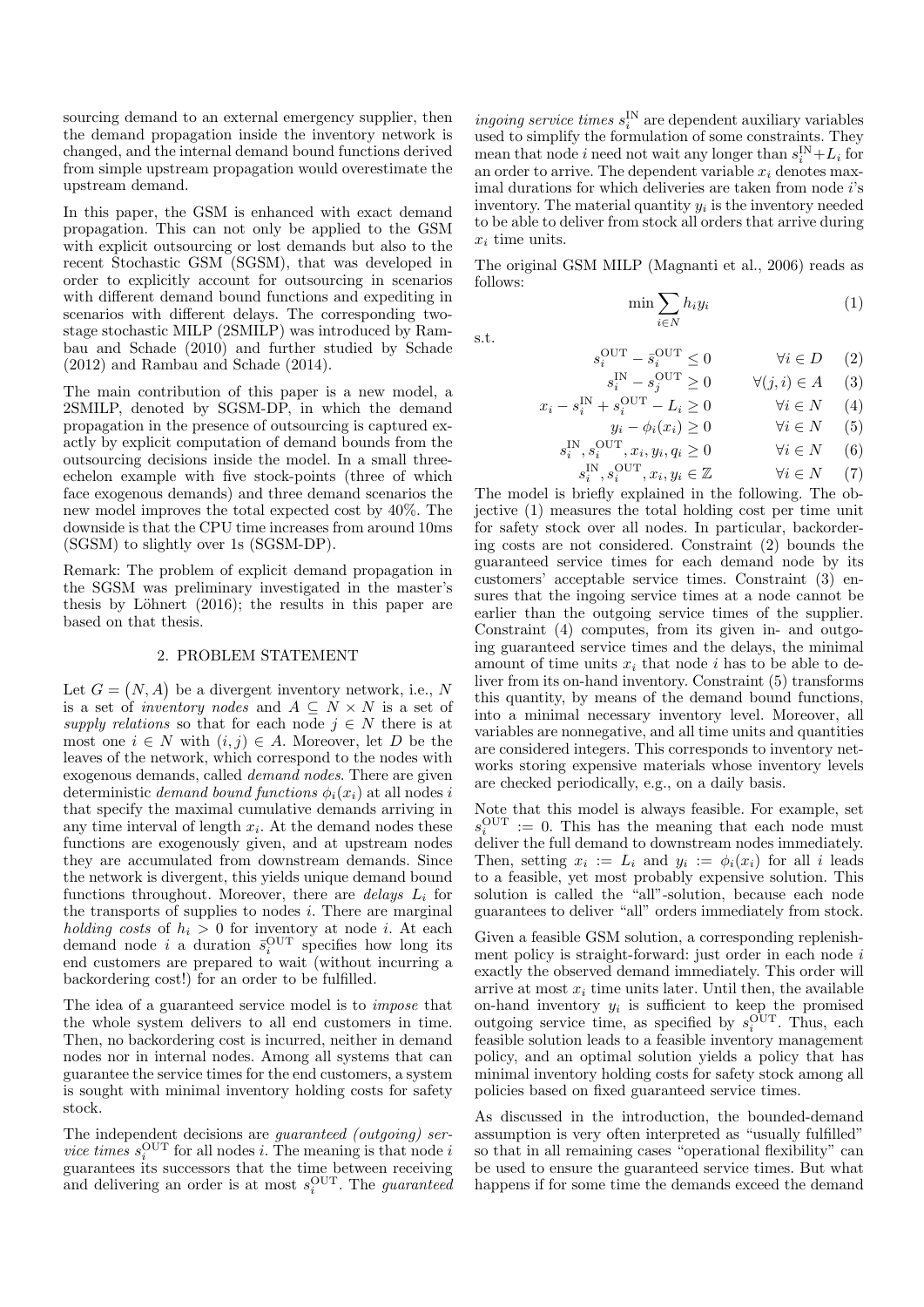sourcing demand to an external emergency supplier, then the demand propagation inside the inventory network is changed, and the internal demand bound functions derived from simple upstream propagation would overestimate the upstream demand.

In this paper, the GSM is enhanced with exact demand propagation. This can not only be applied to the GSM with explicit outsourcing or lost demands but also to the recent Stochastic GSM (SGSM), that was developed in order to explicitly account for outsourcing in scenarios with different demand bound functions and expediting in scenarios with different delays. The corresponding two-stage stochastic MILP (2SMILP) was introduced by Rambau and Schade (2010) and further studied by Schade (2012) and Rambau and Schade (2014).

The main contribution of this paper is a new model, a 2SMILP, denoted by SGSM-DP, in which the demand propagation in the presence of outsourcing is captured exactly by explicit computation of demand bounds from the outsourcing decisions inside the model. In a small three-echelon example with five stock-points (three of which face exogenous demands) and three demand scenarios the new model improves the total expected cost by 40%. The downside is that the CPU time increases from around 10ms (SGSM) to slightly over 1s (SGSM-DP).

Remark: The problem of explicit demand propagation in the SGSM was preliminary investigated in the master's thesis by Löhnert (2016); the results in this paper are based on that thesis.

## 2. PROBLEM STATEMENT

Let $G = (N, A)$ be a divergent inventory network, i.e., $N$ is a set of *inventory nodes* and $A \subseteq N \times N$ is a set of *supply relations* so that for each node $j \in N$ there is at most one $i \in N$ with $(i, j) \in A$. Moreover, let $D$ be the leaves of the network, which correspond to the nodes with exogenous demands, called *demand nodes*. There are given deterministic *demand bound functions* $\phi_i(x_i)$ at all nodes $i$ that specify the maximal cumulative demands arriving in any time interval of length $x_i$. At the demand nodes these functions are exogenously given, and at upstream nodes they are accumulated from downstream demands. Since the network is divergent, this yields unique demand bound functions throughout. Moreover, there are *delays* $L_i$ for the transports of supplies to nodes $i$. There are marginal *holding costs* of $h_i > 0$ for inventory at node $i$. At each demand node $i$ a duration $\bar{s}_i^{\mathrm{OUT}}$ specifies how long its end customers are prepared to wait (without incurring a backordering cost!) for an order to be fulfilled.

The idea of a guaranteed service model is to *impose* that the whole system delivers to all end customers in time. Then, no backordering cost is incurred, neither in demand nodes nor in internal nodes. Among all systems that can guarantee the service times for the end customers, a system is sought with minimal inventory holding costs for safety stock.

The independent decisions are *guaranteed (outgoing) service times* $s_i^{\mathrm{OUT}}$ for all nodes $i$. The meaning is that node $i$ guarantees its successors that the time between receiving and delivering an order is at most $s_i^{\mathrm{OUT}}$. The *guaranteed ingoing service times* $s_i^{\mathrm{IN}}$ are dependent auxiliary variables used to simplify the formulation of some constraints. They mean that node $i$ need not wait any longer than $s_i^{\mathrm{IN}} + L_i$ for an order to arrive. The dependent variable $x_i$ denotes maximal durations for which deliveries are taken from node $i$'s inventory. The material quantity $y_i$ is the inventory needed to be able to deliver from stock all orders that arrive during $x_i$ time units.

The original GSM MILP (Magnanti et al., 2006) reads as follows:

$$\min \sum_{i \in N} h_i y_i \tag{1}$$

s.t.

$$s_i^{\mathrm{OUT}} - \bar{s}_i^{\mathrm{OUT}} \leq 0 \qquad \forall i \in D \tag{2}$$

$$s_i^{\mathrm{IN}} - s_j^{\mathrm{OUT}} \geq 0 \qquad \forall (j, i) \in A \tag{3}$$

$$x_i - s_i^{\mathrm{IN}} + s_i^{\mathrm{OUT}} - L_i \geq 0 \qquad \forall i \in N \tag{4}$$

$$y_i - \phi_i(x_i) \geq 0 \qquad \forall i \in N \tag{5}$$

$$s_i^{\mathrm{IN}}, s_i^{\mathrm{OUT}}, x_i, y_i, q_i \geq 0 \qquad \forall i \in N \tag{6}$$

$$s_i^{\mathrm{IN}}, s_i^{\mathrm{OUT}}, x_i, y_i \in \mathbb{Z} \qquad \forall i \in N \tag{7}$$

The model is briefly explained in the following. The objective (1) measures the total holding cost per time unit for safety stock over all nodes. In particular, backordering costs are not considered. Constraint (2) bounds the guaranteed service times for each demand node by its customers' acceptable service times. Constraint (3) ensures that the ingoing service times at a node cannot be earlier than the outgoing service times of the supplier. Constraint (4) computes, from its given in- and outgoing guaranteed service times and the delays, the minimal amount of time units $x_i$ that node $i$ has to be able to deliver from its on-hand inventory. Constraint (5) transforms this quantity, by means of the demand bound functions, into a minimal necessary inventory level. Moreover, all variables are nonnegative, and all time units and quantities are considered integers. This corresponds to inventory networks storing expensive materials whose inventory levels are checked periodically, e.g., on a daily basis.

Note that this model is always feasible. For example, set $s_i^{\mathrm{OUT}} := 0$. This has the meaning that each node must deliver the full demand to downstream nodes immediately. Then, setting $x_i := L_i$ and $y_i := \phi_i(x_i)$ for all $i$ leads to a feasible, yet most probably expensive solution. This solution is called the "all"-solution, because each node guarantees to deliver "all" orders immediately from stock.

Given a feasible GSM solution, a corresponding replenishment policy is straight-forward: just order in each node $i$ exactly the observed demand immediately. This order will arrive at most $x_i$ time units later. Until then, the available on-hand inventory $y_i$ is sufficient to keep the promised outgoing service time, as specified by $s_i^{\mathrm{OUT}}$. Thus, each feasible solution leads to a feasible inventory management policy, and an optimal solution yields a policy that has minimal inventory holding costs for safety stock among all policies based on fixed guaranteed service times.

As discussed in the introduction, the bounded-demand assumption is very often interpreted as "usually fulfilled" so that in all remaining cases "operational flexibility" can be used to ensure the guaranteed service times. But what happens if for some time the demands exceed the demand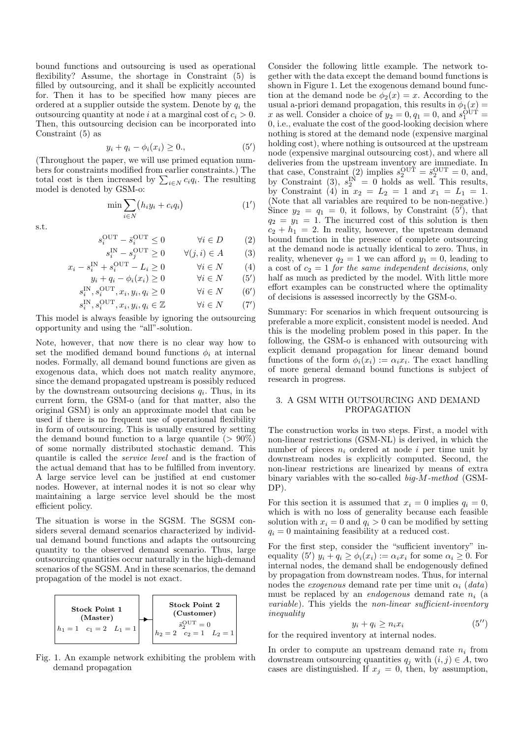bound functions and outsourcing is used as operational flexibility? Assume, the shortage in Constraint (5) is filled by outsourcing, and it shall be explicitly accounted for. Then it has to be specified how many pieces are ordered at a supplier outside the system. Denote by $q_i$ the outsourcing quantity at node $i$ at a marginal cost of $c_i > 0$. Then, this outsourcing decision can be incorporated into Constraint (5) as

$$y_i + q_i - \phi_i(x_i) \geq 0., \qquad (5')$$

(Throughout the paper, we will use primed equation numbers for constraints modified from earlier constraints.) The total cost is then increased by $\sum_{i \in N} c_i q_i$. The resulting model is denoted by GSM-o:

$$\min \sum_{i \in N} \big(h_i y_i + c_i q_i\big) \qquad (1')$$

s.t.

$$s_i^{\mathrm{OUT}} - \bar{s}_i^{\mathrm{OUT}} \leq 0 \qquad \forall i \in D \qquad (2)$$

$$s_i^{\mathrm{IN}} - s_j^{\mathrm{OUT}} \geq 0 \qquad \forall (j,i) \in A \qquad (3)$$

$$x_i - s_i^{\mathrm{IN}} + s_i^{\mathrm{OUT}} - L_i \geq 0 \qquad \forall i \in N \qquad (4)$$

$$y_i + q_i - \phi_i(x_i) \geq 0 \qquad \forall i \in N \qquad (5')$$

$$s_i^{\mathrm{IN}}, s_i^{\mathrm{OUT}}, x_i, y_i, q_i \geq 0 \qquad \forall i \in N \qquad (6')$$

$$s_i^{\mathrm{IN}}, s_i^{\mathrm{OUT}}, x_i, y_i, q_i \in \mathbb{Z} \qquad \forall i \in N \qquad (7')$$

This model is always feasible by ignoring the outsourcing opportunity and using the "all"-solution.

Note, however, that now there is no clear way how to set the modified demand bound functions $\phi_i$ at internal nodes. Formally, all demand bound functions are given as exogenous data, which does not match reality anymore, since the demand propagated upstream is possibly reduced by the downstream outsourcing decisions $q_i$. Thus, in its current form, the GSM-o (and for that matter, also the original GSM) is only an approximate model that can be used if there is no frequent use of operational flexibility in form of outsourcing. This is usually ensured by setting the demand bound function to a large quantile ($> 90\%$) of some normally distributed stochastic demand. This quantile is called the *service level* and is the fraction of the actual demand that has to be fulfilled from inventory. A large service level can be justified at end customer nodes. However, at internal nodes it is not so clear why maintaining a large service level should be the most efficient policy.

The situation is worse in the SGSM. The SGSM considers several demand scenarios characterized by individual demand bound functions and adapts the outsourcing quantity to the observed demand scenario. Thus, large outsourcing quantities occur naturally in the high-demand scenarios of the SGSM. And in these scenarios, the demand propagation of the model is not exact.

| **Stock Point 1 (Master)** | → | **Stock Point 2 (Customer)** |
|---|---|---|
| | | $\bar{s}_2^{\mathrm{OUT}} = 0$ |
| $h_1 = 1 \quad c_1 = 2 \quad L_1 = 1$ | | $h_2 = 2 \quad c_2 = 1 \quad L_2 = 1$ |

Fig. 1. An example network exhibiting the problem with demand propagation

Consider the following little example. The network together with the data except the demand bound functions is shown in Figure 1. Let the exogenous demand bound function at the demand node be $\phi_2(x) = x$. According to the usual a-priori demand propagation, this results in $\phi_1(x) = x$ as well. Consider a choice of $y_2 = 0, q_1 = 0$, and $s_1^{\mathrm{OUT}} = 0$, i.e., evaluate the cost of the good-looking decision where nothing is stored at the demand node (expensive marginal holding cost), where nothing is outsourced at the upstream node (expensive marginal outsourcing cost), and where all deliveries from the upstream inventory are immediate. In that case, Constraint (2) implies $s_2^{\mathrm{OUT}} = \bar{s}_2^{\mathrm{OUT}} = 0$, and, by Constraint (3), $s_2^{\mathrm{IN}} = 0$ holds as well. This results, by Constraint (4) in $x_2 = L_2 = 1$ and $x_1 = L_1 = 1$. (Note that all variables are required to be non-negative.) Since $y_2 = q_1 = 0$, it follows, by Constraint (5′), that $q_2 = y_1 = 1$. The incurred cost of this solution is then $c_2 + h_1 = 2$. In reality, however, the upstream demand bound function in the presence of complete outsourcing at the demand node is actually identical to zero. Thus, in reality, whenever $q_2 = 1$ we can afford $y_1 = 0$, leading to a cost of $c_2 = 1$ *for the same independent decisions*, only half as much as predicted by the model. With little more effort examples can be constructed where the optimality of decisions is assessed incorrectly by the GSM-o.

Summary: For scenarios in which frequent outsourcing is preferable a more explicit, consistent model is needed. And this is the modeling problem posed in this paper. In the following, the GSM-o is enhanced with outsourcing with explicit demand propagation for linear demand bound functions of the form $\phi_i(x_i) := \alpha_i x_i$. The exact handling of more general demand bound functions is subject of research in progress.

## 3. A GSM WITH OUTSOURCING AND DEMAND PROPAGATION

The construction works in two steps. First, a model with non-linear restrictions (GSM-NL) is derived, in which the number of pieces $n_i$ ordered at node $i$ per time unit by downstream nodes is explicitly computed. Second, the non-linear restrictions are linearized by means of extra binary variables with the so-called *big-M-method* (GSM-DP).

For this section it is assumed that $x_i = 0$ implies $q_i = 0$, which is with no loss of generality because each feasible solution with $x_i = 0$ and $q_i > 0$ can be modified by setting $q_i = 0$ maintaining feasibility at a reduced cost.

For the first step, consider the "sufficient inventory" inequality (5′) $y_i + q_i \geq \phi_i(x_i) := \alpha_i x_i$ for some $\alpha_i \geq 0$. For internal nodes, the demand shall be endogenously defined by propagation from downstream nodes. Thus, for internal nodes the *exogenous* demand rate per time unit $\alpha_i$ (*data*) must be replaced by an *endogenous* demand rate $n_i$ (a *variable*). This yields the *non-linear sufficient-inventory inequality*

$$y_i + q_i \geq n_i x_i \qquad (5'')$$

for the required inventory at internal nodes.

In order to compute an upstream demand rate $n_i$ from downstream outsourcing quantities $q_j$ with $(i,j) \in A$, two cases are distinguished. If $x_j = 0$, then, by assumption,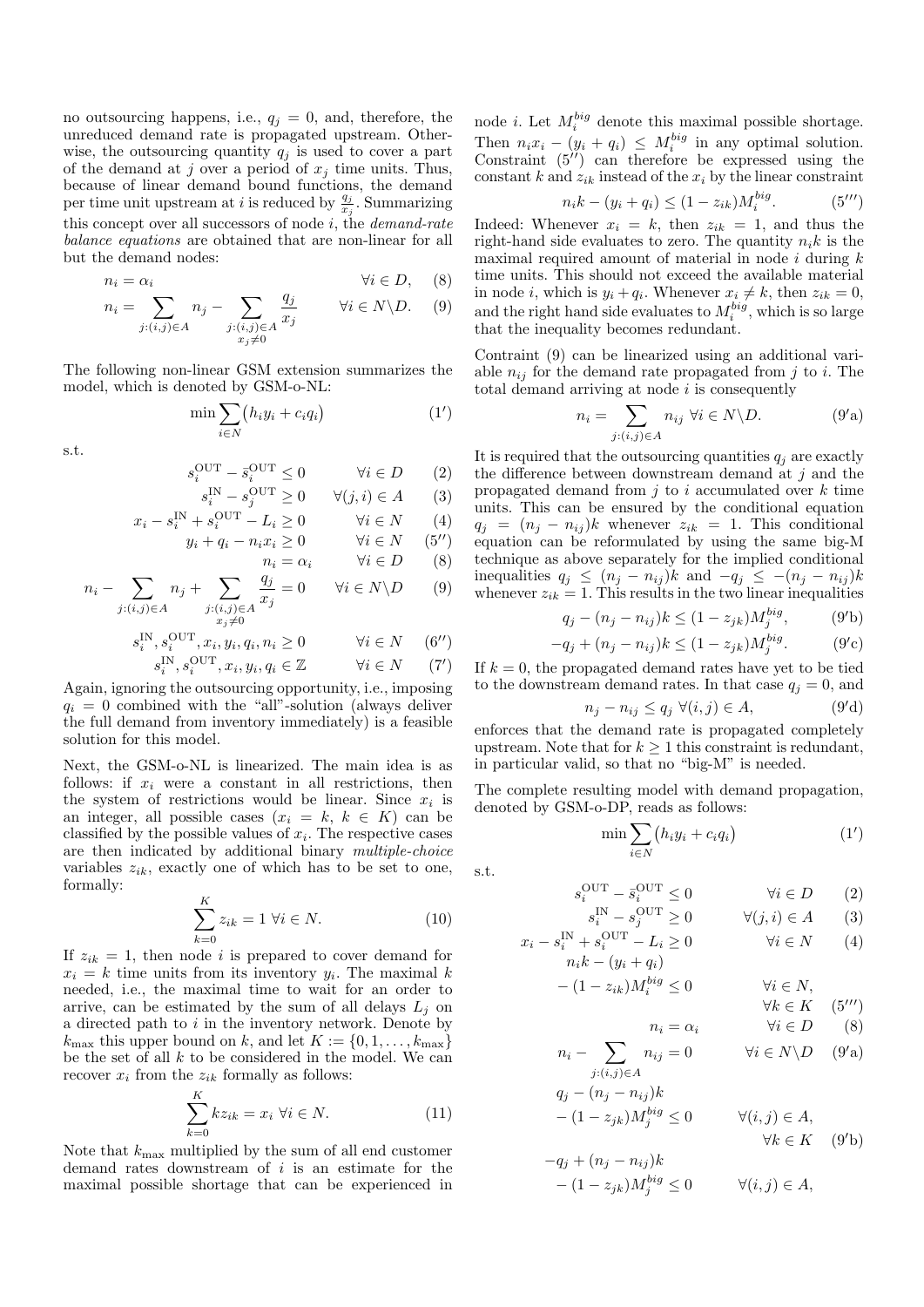no outsourcing happens, i.e., $q_j = 0$, and, therefore, the unreduced demand rate is propagated upstream. Otherwise, the outsourcing quantity $q_j$ is used to cover a part of the demand at $j$ over a period of $x_j$ time units. Thus, because of linear demand bound functions, the demand per time unit upstream at $i$ is reduced by $\frac{q_j}{x_j}$. Summarizing this concept over all successors of node $i$, the *demand-rate balance equations* are obtained that are non-linear for all but the demand nodes:

$$n_i = \alpha_i \qquad \forall i \in D, \quad (8)$$

$$n_i = \sum_{j:(i,j)\in A} n_j - \sum_{\substack{j:(i,j)\in A \\ x_j \neq 0}} \frac{q_j}{x_j} \qquad \forall i \in N \backslash D. \quad (9)$$

The following non-linear GSM extension summarizes the model, which is denoted by GSM-o-NL:

$$\min \sum_{i\in N} \big(h_i y_i + c_i q_i\big) \qquad (1')$$

s.t.

$$s_i^{\mathrm{OUT}} - \bar{s}_i^{\mathrm{OUT}} \leq 0 \qquad \forall i \in D \qquad (2)$$

$$s_i^{\mathrm{IN}} - s_j^{\mathrm{OUT}} \geq 0 \qquad \forall (j,i) \in A \qquad (3)$$

$$x_i - s_i^{\mathrm{IN}} + s_i^{\mathrm{OUT}} - L_i \geq 0 \qquad \forall i \in N \qquad (4)$$

$$y_i + q_i - n_i x_i \geq 0 \qquad \forall i \in N \qquad (5'')$$

$$n_i = \alpha_i \qquad \forall i \in D \qquad (8)$$

$$n_i - \sum_{j:(i,j)\in A} n_j + \sum_{\substack{j:(i,j)\in A \\ x_j \neq 0}} \frac{q_j}{x_j} = 0 \qquad \forall i \in N \backslash D \qquad (9)$$

$$s_i^{\mathrm{IN}}, s_i^{\mathrm{OUT}}, x_i, y_i, q_i, n_i \geq 0 \qquad \forall i \in N \qquad (6'')$$

$$s_i^{\mathrm{IN}}, s_i^{\mathrm{OUT}}, x_i, y_i, q_i \in \mathbb{Z} \qquad \forall i \in N \qquad (7')$$

Again, ignoring the outsourcing opportunity, i.e., imposing $q_i = 0$ combined with the "all"-solution (always deliver the full demand from inventory immediately) is a feasible solution for this model.

Next, the GSM-o-NL is linearized. The main idea is as follows: if $x_i$ were a constant in all restrictions, then the system of restrictions would be linear. Since $x_i$ is an integer, all possible cases ($x_i = k$, $k \in K$) can be classified by the possible values of $x_i$. The respective cases are then indicated by additional binary *multiple-choice* variables $z_{ik}$, exactly one of which has to be set to one, formally:

$$\sum_{k=0}^{K} z_{ik} = 1 \; \forall i \in N. \qquad (10)$$

If $z_{ik} = 1$, then node $i$ is prepared to cover demand for $x_i = k$ time units from its inventory $y_i$. The maximal $k$ needed, i.e., the maximal time to wait for an order to arrive, can be estimated by the sum of all delays $L_j$ on a directed path to $i$ in the inventory network. Denote by $k_{\max}$ this upper bound on $k$, and let $K := \{0, 1, \ldots, k_{\max}\}$ be the set of all $k$ to be considered in the model. We can recover $x_i$ from the $z_{ik}$ formally as follows:

$$\sum_{k=0}^{K} k z_{ik} = x_i \; \forall i \in N. \qquad (11)$$

Note that $k_{\max}$ multiplied by the sum of all end customer demand rates downstream of $i$ is an estimate for the maximal possible shortage that can be experienced in node $i$. Let $M_i^{big}$ denote this maximal possible shortage. Then $n_i x_i - (y_i + q_i) \leq M_i^{big}$ in any optimal solution. Constraint (5′′) can therefore be expressed using the constant $k$ and $z_{ik}$ instead of the $x_i$ by the linear constraint

$$n_i k - (y_i + q_i) \leq (1 - z_{ik}) M_i^{big}. \qquad (5''')$$

Indeed: Whenever $x_i = k$, then $z_{ik} = 1$, and thus the right-hand side evaluates to zero. The quantity $n_i k$ is the maximal required amount of material in node $i$ during $k$ time units. This should not exceed the available material in node $i$, which is $y_i + q_i$. Whenever $x_i \neq k$, then $z_{ik} = 0$, and the right hand side evaluates to $M_i^{big}$, which is so large that the inequality becomes redundant.

Contraint (9) can be linearized using an additional variable $n_{ij}$ for the demand rate propagated from $j$ to $i$. The total demand arriving at node $i$ is consequently

$$n_i = \sum_{j:(i,j)\in A} n_{ij} \; \forall i \in N \backslash D. \qquad (9'\mathrm{a})$$

It is required that the outsourcing quantities $q_j$ are exactly the difference between downstream demand at $j$ and the propagated demand from $j$ to $i$ accumulated over $k$ time units. This can be ensured by the conditional equation $q_j = (n_j - n_{ij})k$ whenever $z_{ik} = 1$. This conditional equation can be reformulated by using the same big-M technique as above separately for the implied conditional inequalities $q_j \leq (n_j - n_{ij})k$ and $-q_j \leq -(n_j - n_{ij})k$ whenever $z_{ik} = 1$. This results in the two linear inequalities

$$q_j - (n_j - n_{ij})k \leq (1 - z_{jk}) M_j^{big}, \qquad (9'\mathrm{b})$$

$$-q_j + (n_j - n_{ij})k \leq (1 - z_{jk}) M_j^{big}. \qquad (9'\mathrm{c})$$

If $k = 0$, the propagated demand rates have yet to be tied to the downstream demand rates. In that case $q_j = 0$, and

$$n_j - n_{ij} \leq q_j \; \forall (i,j) \in A, \qquad (9'\mathrm{d})$$

enforces that the demand rate is propagated completely upstream. Note that for $k \geq 1$ this constraint is redundant, in particular valid, so that no "big-M" is needed.

The complete resulting model with demand propagation, denoted by GSM-o-DP, reads as follows:

$$\min \sum_{i\in N} \big(h_i y_i + c_i q_i\big) \qquad (1')$$

s.t.

$$s_i^{\mathrm{OUT}} - \bar{s}_i^{\mathrm{OUT}} \leq 0 \qquad \forall i \in D \qquad (2)$$

$$s_i^{\mathrm{IN}} - s_j^{\mathrm{OUT}} \geq 0 \qquad \forall (j,i) \in A \qquad (3)$$

$$x_i - s_i^{\mathrm{IN}} + s_i^{\mathrm{OUT}} - L_i \geq 0 \qquad \forall i \in N \qquad (4)$$

$$n_i k - (y_i + q_i) - (1 - z_{ik}) M_i^{big} \leq 0 \qquad \forall i \in N, \; \forall k \in K \qquad (5''')$$

$$n_i = \alpha_i \qquad \forall i \in D \qquad (8)$$

$$n_i - \sum_{j:(i,j)\in A} n_{ij} = 0 \qquad \forall i \in N \backslash D \qquad (9'\mathrm{a})$$

$$q_j - (n_j - n_{ij})k - (1 - z_{jk}) M_j^{big} \leq 0 \qquad \forall (i,j) \in A, \; \forall k \in K \qquad (9'\mathrm{b})$$

$$-q_j + (n_j - n_{ij})k - (1 - z_{jk}) M_j^{big} \leq 0 \qquad \forall (i,j) \in A,$$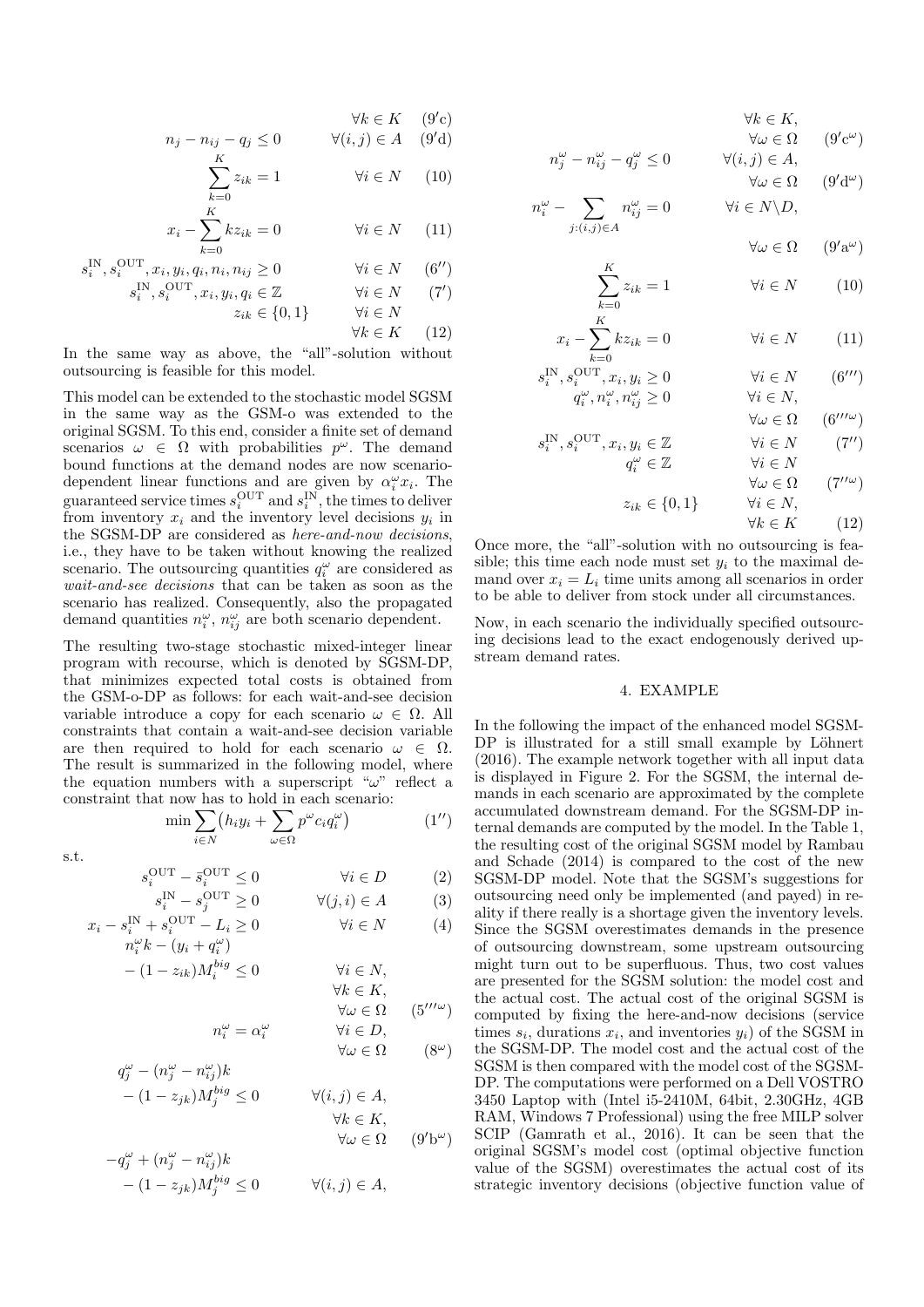$$\forall k \in K \quad (9'\text{c})$$

$$n_j - n_{ij} - q_j \leq 0 \qquad \forall (i,j) \in A \quad (9'\text{d})$$

$$\sum_{k=0}^{K} z_{ik} = 1 \qquad \forall i \in N \quad (10)$$

$$x_i - \sum_{k=0}^{K} k z_{ik} = 0 \qquad \forall i \in N \quad (11)$$

$$s_i^{\text{IN}}, s_i^{\text{OUT}}, x_i, y_i, q_i, n_i, n_{ij} \geq 0 \qquad \forall i \in N \quad (6'')$$

$$s_i^{\text{IN}}, s_i^{\text{OUT}}, x_i, y_i, q_i \in \mathbb{Z} \qquad \forall i \in N \quad (7')$$

$$z_{ik} \in \{0,1\} \qquad \forall i \in N, \forall k \in K \quad (12)$$

In the same way as above, the "all"-solution without outsourcing is feasible for this model.

This model can be extended to the stochastic model SGSM in the same way as the GSM-o was extended to the original SGSM. To this end, consider a finite set of demand scenarios $\omega \in \Omega$ with probabilities $p^\omega$. The demand bound functions at the demand nodes are now scenario-dependent linear functions and are given by $\alpha_i^\omega x_i$. The guaranteed service times $s_i^{\text{OUT}}$ and $s_i^{\text{IN}}$, the times to deliver from inventory $x_i$ and the inventory level decisions $y_i$ in the SGSM-DP are considered as *here-and-now decisions*, i.e., they have to be taken without knowing the realized scenario. The outsourcing quantities $q_i^\omega$ are considered as *wait-and-see decisions* that can be taken as soon as the scenario has realized. Consequently, also the propagated demand quantities $n_i^\omega$, $n_{ij}^\omega$ are both scenario dependent.

The resulting two-stage stochastic mixed-integer linear program with recourse, which is denoted by SGSM-DP, that minimizes expected total costs is obtained from the GSM-o-DP as follows: for each wait-and-see decision variable introduce a copy for each scenario $\omega \in \Omega$. All constraints that contain a wait-and-see decision variable are then required to hold for each scenario $\omega \in \Omega$. The result is summarized in the following model, where the equation numbers with a superscript "$\omega$" reflect a constraint that now has to hold in each scenario:

$$\min \sum_{i \in N} \big( h_i y_i + \sum_{\omega \in \Omega} p^\omega c_i q_i^\omega \big) \quad (1'')$$

s.t.

$$s_i^{\text{OUT}} - \bar{s}_i^{\text{OUT}} \leq 0 \qquad \forall i \in D \quad (2)$$

$$s_i^{\text{IN}} - s_j^{\text{OUT}} \geq 0 \qquad \forall (j,i) \in A \quad (3)$$

$$x_i - s_i^{\text{IN}} + s_i^{\text{OUT}} - L_i \geq 0 \qquad \forall i \in N \quad (4)$$

$$n_i^\omega k - (y_i + q_i^\omega) - (1 - z_{ik}) M_i^{big} \leq 0 \qquad \forall i \in N, \forall k \in K, \forall \omega \in \Omega \quad (5'''^\omega)$$

$$n_i^\omega = \alpha_i^\omega \qquad \forall i \in D, \forall \omega \in \Omega \quad (8^\omega)$$

$$q_j^\omega - (n_j^\omega - n_{ij}^\omega) k - (1 - z_{jk}) M_j^{big} \leq 0 \qquad \forall (i,j) \in A, \forall k \in K, \forall \omega \in \Omega \quad (9'\text{b}^\omega)$$

$$-q_j^\omega + (n_j^\omega - n_{ij}^\omega) k - (1 - z_{jk}) M_j^{big} \leq 0 \qquad \forall (i,j) \in A, \forall k \in K, \forall \omega \in \Omega \quad (9'\text{c}^\omega)$$

$$n_j^\omega - n_{ij}^\omega - q_j^\omega \leq 0 \qquad \forall (i,j) \in A, \forall \omega \in \Omega \quad (9'\text{d}^\omega)$$

$$n_i^\omega - \sum_{j:(i,j) \in A} n_{ij}^\omega = 0 \qquad \forall i \in N \backslash D, \forall \omega \in \Omega \quad (9'\text{a}^\omega)$$

$$\sum_{k=0}^{K} z_{ik} = 1 \qquad \forall i \in N \quad (10)$$

$$x_i - \sum_{k=0}^{K} k z_{ik} = 0 \qquad \forall i \in N \quad (11)$$

$$s_i^{\text{IN}}, s_i^{\text{OUT}}, x_i, y_i \geq 0 \qquad \forall i \in N \quad (6''')$$

$$q_i^\omega, n_i^\omega, n_{ij}^\omega \geq 0 \qquad \forall i \in N, \forall \omega \in \Omega \quad (6'''^\omega)$$

$$s_i^{\text{IN}}, s_i^{\text{OUT}}, x_i, y_i \in \mathbb{Z} \qquad \forall i \in N \quad (7'')$$

$$q_i^\omega \in \mathbb{Z} \qquad \forall i \in N, \forall \omega \in \Omega \quad (7''^\omega)$$

$$z_{ik} \in \{0,1\} \qquad \forall i \in N, \forall k \in K \quad (12)$$

Once more, the "all"-solution with no outsourcing is feasible; this time each node must set $y_i$ to the maximal demand over $x_i = L_i$ time units among all scenarios in order to be able to deliver from stock under all circumstances.

Now, in each scenario the individually specified outsourcing decisions lead to the exact endogenously derived upstream demand rates.

## 4. EXAMPLE

In the following the impact of the enhanced model SGSM-DP is illustrated for a still small example by Löhnert (2016). The example network together with all input data is displayed in Figure 2. For the SGSM, the internal demands in each scenario are approximated by the complete accumulated downstream demand. For the SGSM-DP internal demands are computed by the model. In the Table 1, the resulting cost of the original SGSM model by Rambau and Schade (2014) is compared to the cost of the new SGSM-DP model. Note that the SGSM's suggestions for outsourcing need only be implemented (and payed) in reality if there really is a shortage given the inventory levels. Since the SGSM overestimates demands in the presence of outsourcing downstream, some upstream outsourcing might turn out to be superfluous. Thus, two cost values are presented for the SGSM solution: the model cost and the actual cost. The actual cost of the original SGSM is computed by fixing the here-and-now decisions (service times $s_i$, durations $x_i$, and inventories $y_i$) of the SGSM in the SGSM-DP. The model cost and the actual cost of the SGSM is then compared with the model cost of the SGSM-DP. The computations were performed on a Dell VOSTRO 3450 Laptop with (Intel i5-2410M, 64bit, 2.30GHz, 4GB RAM, Windows 7 Professional) using the free MILP solver SCIP (Gamrath et al., 2016). It can be seen that the original SGSM's model cost (optimal objective function value of the SGSM) overestimates the actual cost of its strategic inventory decisions (objective function value of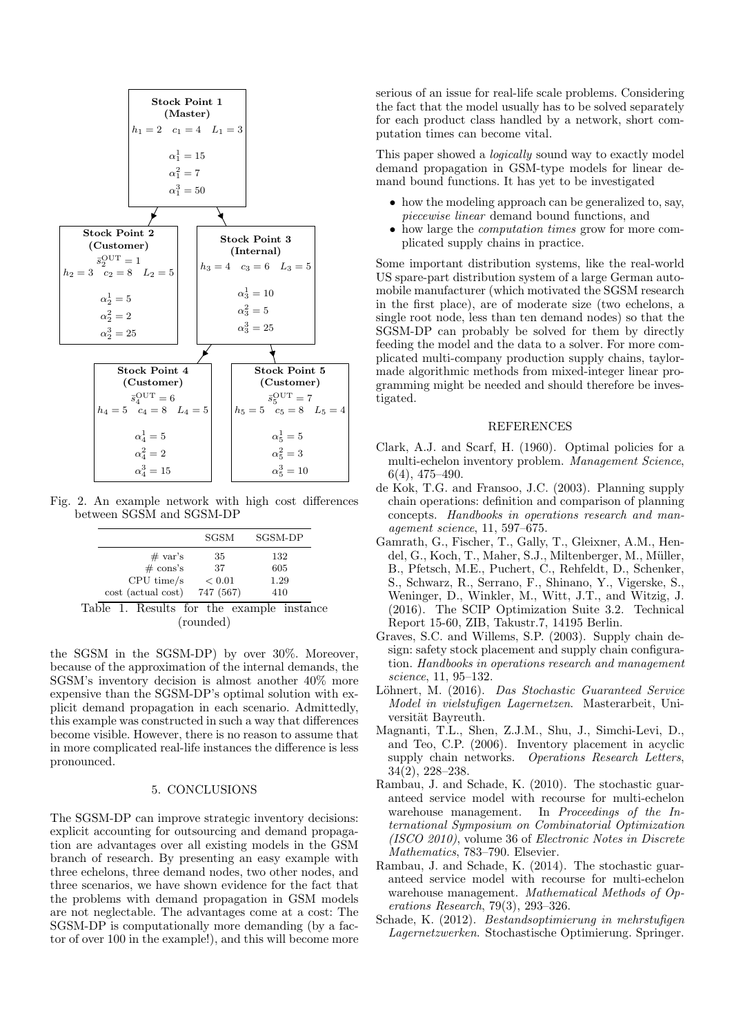**Stock Point 1 (Master)**
$h_1 = 2$ $c_1 = 4$ $L_1 = 3$
$\alpha_1^1 = 15$
$\alpha_1^2 = 7$
$\alpha_1^3 = 50$

**Stock Point 2 (Customer)**
$\bar{s}_2^{\mathrm{OUT}} = 1$
$h_2 = 3$ $c_2 = 8$ $L_2 = 5$
$\alpha_2^1 = 5$
$\alpha_2^2 = 2$
$\alpha_2^3 = 25$

**Stock Point 3 (Internal)**
$h_3 = 4$ $c_3 = 6$ $L_3 = 5$
$\alpha_3^1 = 10$
$\alpha_3^2 = 5$
$\alpha_3^3 = 25$

**Stock Point 4 (Customer)**
$\bar{s}_4^{\mathrm{OUT}} = 6$
$h_4 = 5$ $c_4 = 8$ $L_4 = 5$
$\alpha_4^1 = 5$
$\alpha_4^2 = 2$
$\alpha_4^3 = 15$

**Stock Point 5 (Customer)**
$\bar{s}_5^{\mathrm{OUT}} = 7$
$h_5 = 5$ $c_5 = 8$ $L_5 = 4$
$\alpha_5^1 = 5$
$\alpha_5^2 = 3$
$\alpha_5^3 = 10$

Fig. 2. An example network with high cost differences between SGSM and SGSM-DP

| | SGSM | SGSM-DP |
|---|---|---|
| # var's | 35 | 132 |
| # cons's | 37 | 605 |
| CPU time/s | < 0.01 | 1.29 |
| cost (actual cost) | 747 (567) | 410 |

Table 1. Results for the example instance (rounded)

the SGSM in the SGSM-DP) by over 30%. Moreover, because of the approximation of the internal demands, the SGSM's inventory decision is almost another 40% more expensive than the SGSM-DP's optimal solution with explicit demand propagation in each scenario. Admittedly, this example was constructed in such a way that differences become visible. However, there is no reason to assume that in more complicated real-life instances the difference is less pronounced.

## 5. CONCLUSIONS

The SGSM-DP can improve strategic inventory decisions: explicit accounting for outsourcing and demand propagation are advantages over all existing models in the GSM branch of research. By presenting an easy example with three echelons, three demand nodes, two other nodes, and three scenarios, we have shown evidence for the fact that the problems with demand propagation in GSM models are not neglectable. The advantages come at a cost: The SGSM-DP is computationally more demanding (by a factor of over 100 in the example!), and this will become more serious of an issue for real-life scale problems. Considering the fact that the model usually has to be solved separately for each product class handled by a network, short computation times can become vital.

This paper showed a *logically* sound way to exactly model demand propagation in GSM-type models for linear demand bound functions. It has yet to be investigated

- how the modeling approach can be generalized to, say, *piecewise linear* demand bound functions, and
- how large the *computation times* grow for more complicated supply chains in practice.

Some important distribution systems, like the real-world US spare-part distribution system of a large German automobile manufacturer (which motivated the SGSM research in the first place), are of moderate size (two echelons, a single root node, less than ten demand nodes) so that the SGSM-DP can probably be solved for them by directly feeding the model and the data to a solver. For more complicated multi-company production supply chains, taylor-made algorithmic methods from mixed-integer linear programming might be needed and should therefore be investigated.

## REFERENCES

Clark, A.J. and Scarf, H. (1960). Optimal policies for a multi-echelon inventory problem. *Management Science*, 6(4), 475–490.

de Kok, T.G. and Fransoo, J.C. (2003). Planning supply chain operations: definition and comparison of planning concepts. *Handbooks in operations research and management science*, 11, 597–675.

Gamrath, G., Fischer, T., Gally, T., Gleixner, A.M., Hendel, G., Koch, T., Maher, S.J., Miltenberger, M., Müller, B., Pfetsch, M.E., Puchert, C., Rehfeldt, D., Schenker, S., Schwarz, R., Serrano, F., Shinano, Y., Vigerske, S., Weninger, D., Winkler, M., Witt, J.T., and Witzig, J. (2016). The SCIP Optimization Suite 3.2. Technical Report 15-60, ZIB, Takustr.7, 14195 Berlin.

Graves, S.C. and Willems, S.P. (2003). Supply chain design: safety stock placement and supply chain configuration. *Handbooks in operations research and management science*, 11, 95–132.

Löhnert, M. (2016). *Das Stochastic Guaranteed Service Model in vielstufigen Lagernetzen*. Masterarbeit, Universität Bayreuth.

Magnanti, T.L., Shen, Z.J.M., Shu, J., Simchi-Levi, D., and Teo, C.P. (2006). Inventory placement in acyclic supply chain networks. *Operations Research Letters*, 34(2), 228–238.

Rambau, J. and Schade, K. (2010). The stochastic guaranteed service model with recourse for multi-echelon warehouse management. In *Proceedings of the International Symposium on Combinatorial Optimization (ISCO 2010)*, volume 36 of *Electronic Notes in Discrete Mathematics*, 783–790. Elsevier.

Rambau, J. and Schade, K. (2014). The stochastic guaranteed service model with recourse for multi-echelon warehouse management. *Mathematical Methods of Operations Research*, 79(3), 293–326.

Schade, K. (2012). *Bestandsoptimierung in mehrstufigen Lagernetzwerken*. Stochastische Optimierung. Springer.